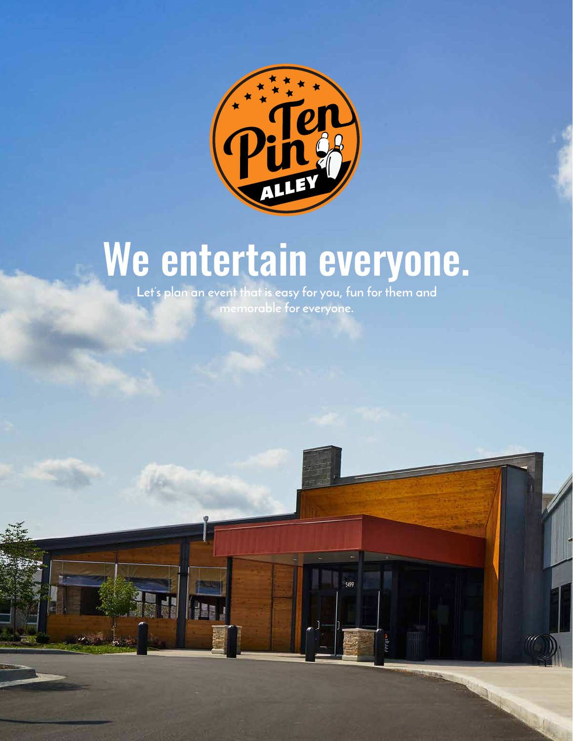# We entertain everyone.

Let's plan an event that is easy for you, fun for them and memorable for everyone.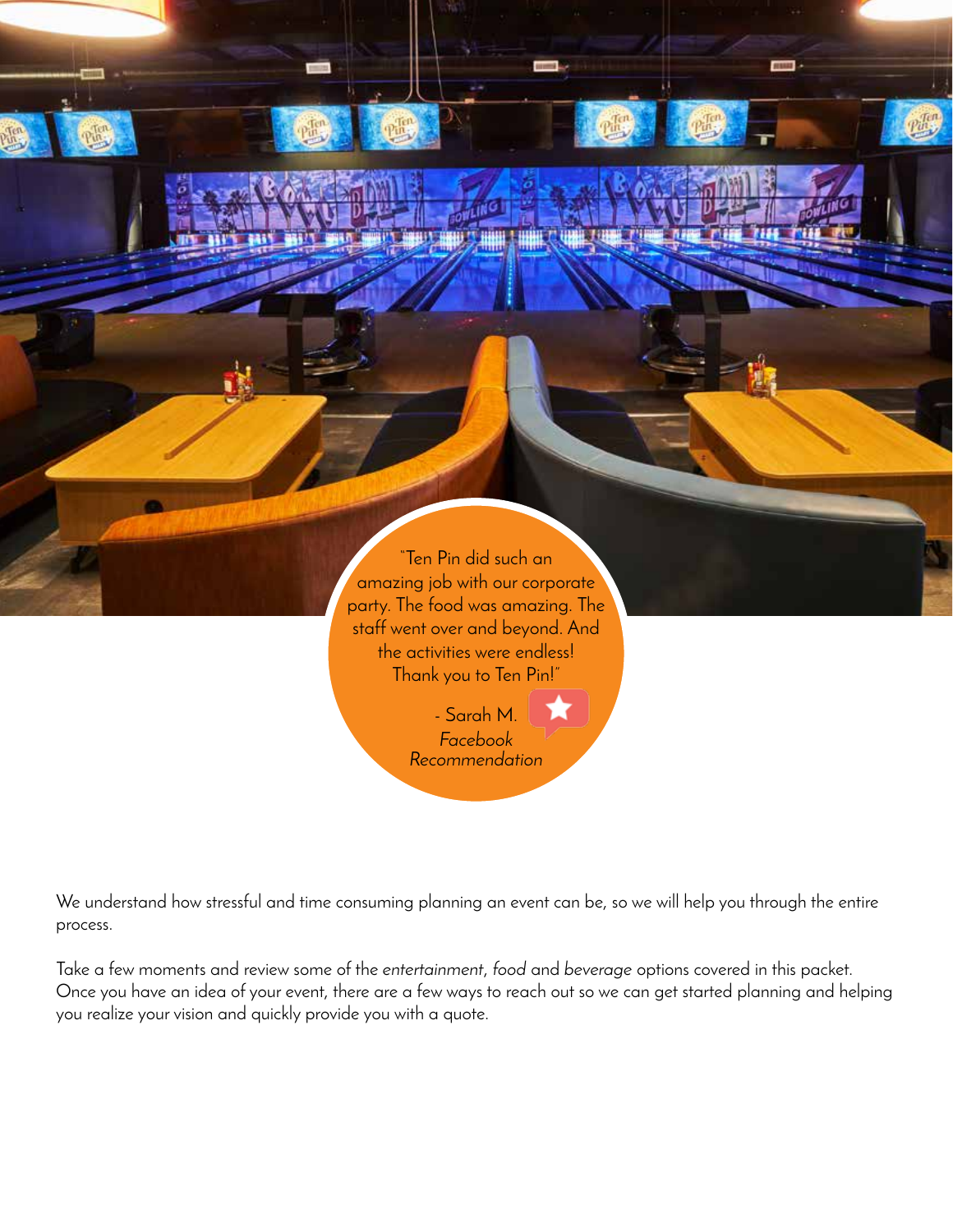"Ten Pin did such an amazing job with our corporate party. The food was amazing. The staff went over and beyond. And the activities were endless! Thank you to Ten Pin!"

- Sarah M.
*Facebook Recommendation*

We understand how stressful and time consuming planning an event can be, so we will help you through the entire process.

Take a few moments and review some of the *entertainment*, *food* and *beverage* options covered in this packet. Once you have an idea of your event, there are a few ways to reach out so we can get started planning and helping you realize your vision and quickly provide you with a quote.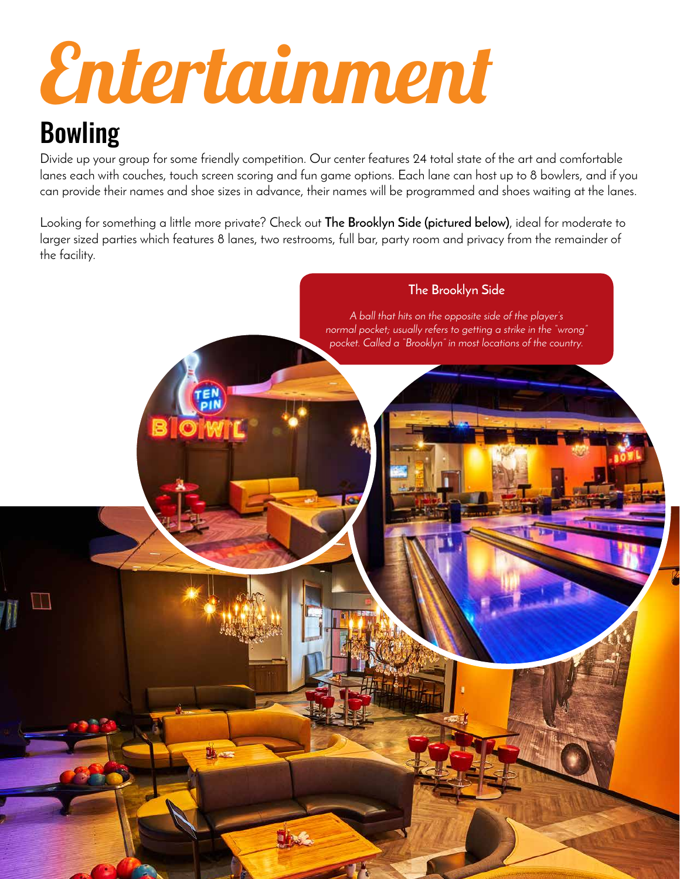# Entertainment

## Bowling

Divide up your group for some friendly competition. Our center features 24 total state of the art and comfortable lanes each with couches, touch screen scoring and fun game options. Each lane can host up to 8 bowlers, and if you can provide their names and shoe sizes in advance, their names will be programmed and shoes waiting at the lanes.

Looking for something a little more private? Check out **The Brooklyn Side (pictured below)**, ideal for moderate to larger sized parties which features 8 lanes, two restrooms, full bar, party room and privacy from the remainder of the facility.

**The Brooklyn Side**

*A ball that hits on the opposite side of the player's normal pocket; usually refers to getting a strike in the "wrong" pocket. Called a "Brooklyn" in most locations of the country.*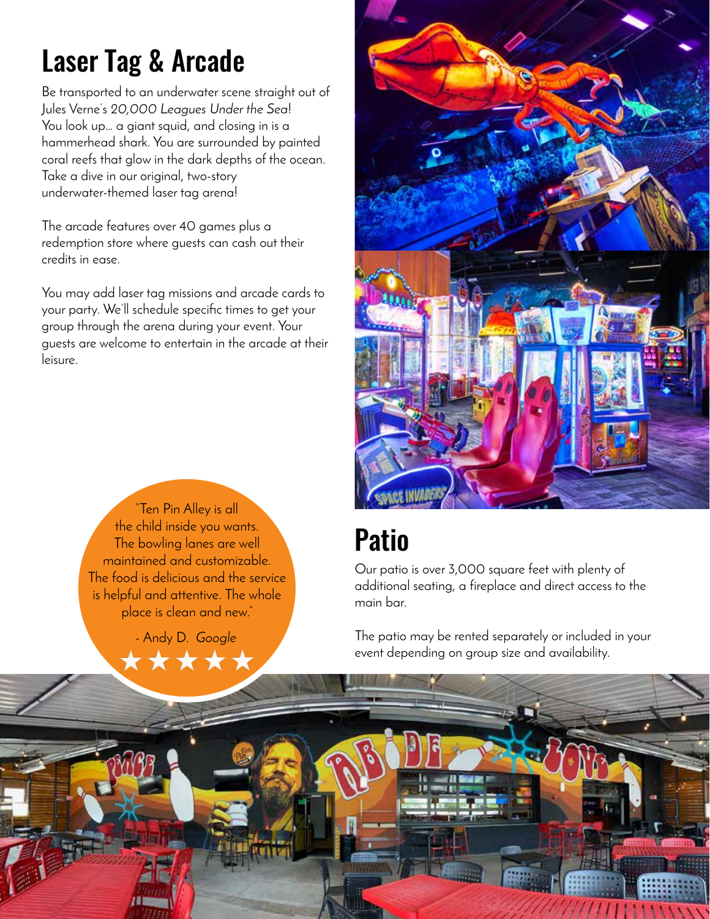# Laser Tag & Arcade

Be transported to an underwater scene straight out of Jules Verne's *20,000 Leagues Under the Sea*! You look up... a giant squid, and closing in is a hammerhead shark. You are surrounded by painted coral reefs that glow in the dark depths of the ocean. Take a dive in our original, two-story underwater-themed laser tag arena!

The arcade features over 40 games plus a redemption store where guests can cash out their credits in ease.

You may add laser tag missions and arcade cards to your party. We'll schedule specific times to get your group through the arena during your event. Your guests are welcome to entertain in the arcade at their leisure.

"Ten Pin Alley is all the child inside you wants. The bowling lanes are well maintained and customizable. The food is delicious and the service is helpful and attentive. The whole place is clean and new."

- Andy D. *Google*

★★★★★

# Patio

Our patio is over 3,000 square feet with plenty of additional seating, a fireplace and direct access to the main bar.

The patio may be rented separately or included in your event depending on group size and availability.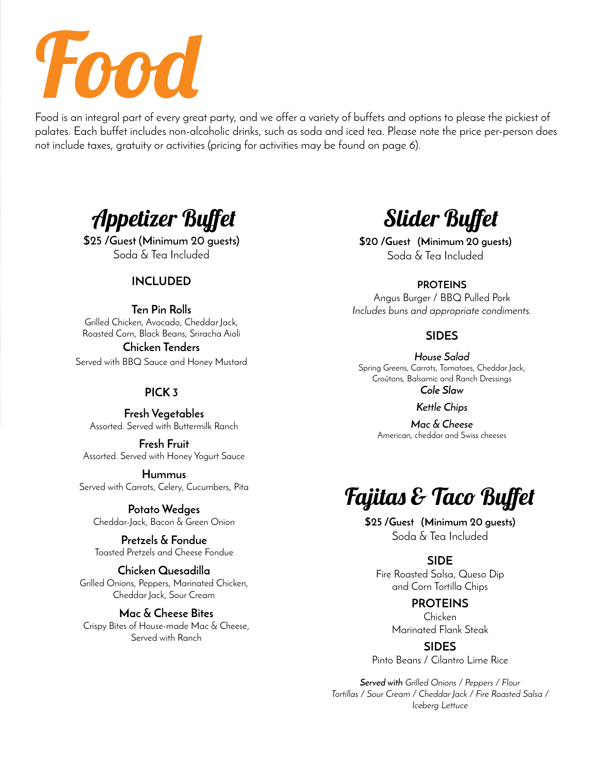# Food

Food is an integral part of every great party, and we offer a variety of buffets and options to please the pickiest of palates. Each buffet includes non-alcoholic drinks, such as soda and iced tea. Please note the price per-person does not include taxes, gratuity or activities (pricing for activities may be found on page 6).

## Appetizer Buffet

**$25 /Guest (Minimum 20 guests)**
Soda & Tea Included

### INCLUDED

**Ten Pin Rolls**
Grilled Chicken, Avocado, Cheddar Jack, Roasted Corn, Black Beans, Sriracha Aioli

**Chicken Tenders**
Served with BBQ Sauce and Honey Mustard

### PICK 3

**Fresh Vegetables**
Assorted. Served with Buttermilk Ranch

**Fresh Fruit**
Assorted. Served with Honey Yogurt Sauce

**Hummus**
Served with Carrots, Celery, Cucumbers, Pita

**Potato Wedges**
Cheddar-Jack, Bacon & Green Onion

**Pretzels & Fondue**
Toasted Pretzels and Cheese Fondue

**Chicken Quesadilla**
Grilled Onions, Peppers, Marinated Chicken, Cheddar Jack, Sour Cream

**Mac & Cheese Bites**
Crispy Bites of House-made Mac & Cheese, Served with Ranch

## Slider Buffet

**$20 /Guest (Minimum 20 guests)**
Soda & Tea Included

### PROTEINS

Angus Burger / BBQ Pulled Pork
*Includes buns and appropriate condiments.*

### SIDES

***House Salad***
Spring Greens, Carrots, Tomatoes, Cheddar Jack, Croûtons, Balsamic and Ranch Dressings

***Cole Slaw***

***Kettle Chips***

***Mac & Cheese***
American, cheddar and Swiss cheeses

## Fajitas & Taco Buffet

**$25 /Guest (Minimum 20 guests)**
Soda & Tea Included

### SIDE

Fire Roasted Salsa, Queso Dip and Corn Tortilla Chips

### PROTEINS

Chicken
Marinated Flank Steak

### SIDES

Pinto Beans / Cilantro Lime Rice

***Served with*** *Grilled Onions / Peppers / Flour Tortillas / Sour Cream / Cheddar Jack / Fire Roasted Salsa / Iceberg Lettuce*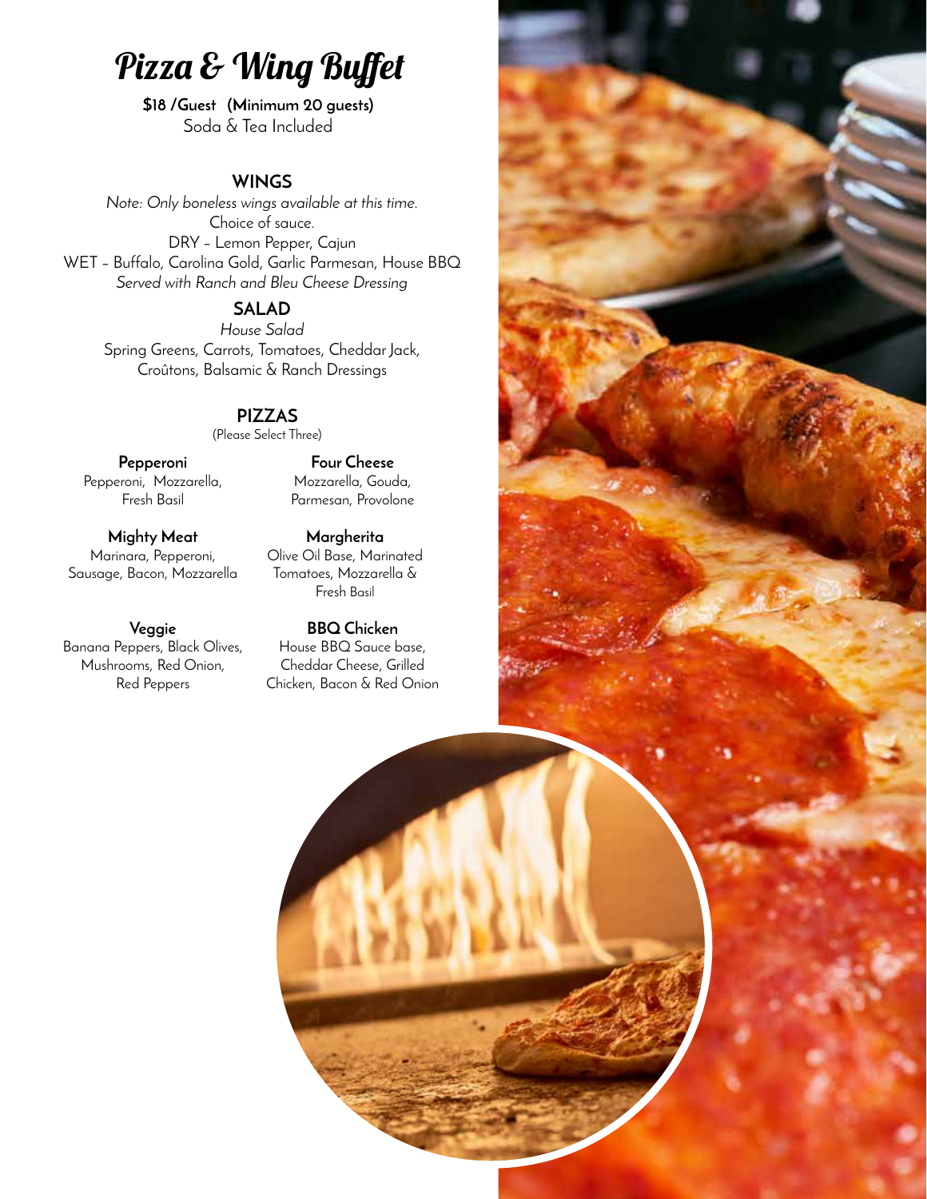# Pizza & Wing Buffet

**$18 /Guest (Minimum 20 guests)**
Soda & Tea Included

## WINGS

*Note: Only boneless wings available at this time.*
Choice of sauce.
DRY – Lemon Pepper, Cajun
WET – Buffalo, Carolina Gold, Garlic Parmesan, House BBQ
*Served with Ranch and Bleu Cheese Dressing*

## SALAD

*House Salad*
Spring Greens, Carrots, Tomatoes, Cheddar Jack, Croûtons, Balsamic & Ranch Dressings

## PIZZAS

(Please Select Three)

**Pepperoni**
Pepperoni, Mozzarella, Fresh Basil

**Four Cheese**
Mozzarella, Gouda, Parmesan, Provolone

**Mighty Meat**
Marinara, Pepperoni, Sausage, Bacon, Mozzarella

**Margherita**
Olive Oil Base, Marinated Tomatoes, Mozzarella & Fresh Basil

**Veggie**
Banana Peppers, Black Olives, Mushrooms, Red Onion, Red Peppers

**BBQ Chicken**
House BBQ Sauce base, Cheddar Cheese, Grilled Chicken, Bacon & Red Onion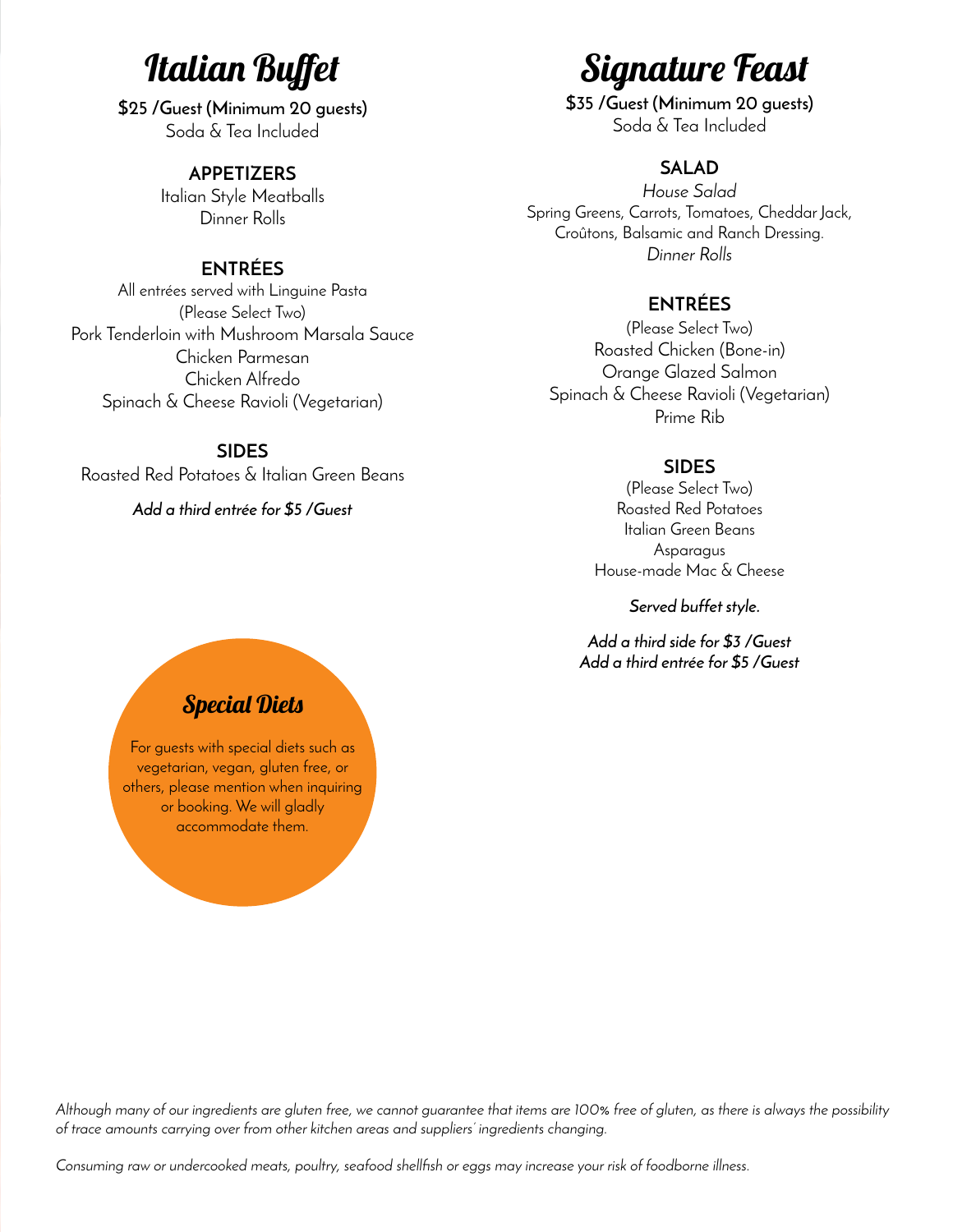# Italian Buffet

**$25 /Guest (Minimum 20 guests)**
Soda & Tea Included

### APPETIZERS

Italian Style Meatballs
Dinner Rolls

### ENTRÉES

All entrées served with Linguine Pasta
(Please Select Two)
Pork Tenderloin with Mushroom Marsala Sauce
Chicken Parmesan
Chicken Alfredo
Spinach & Cheese Ravioli (Vegetarian)

### SIDES

Roasted Red Potatoes & Italian Green Beans

***Add a third entrée for $5 /Guest***

## Special Diets

For guests with special diets such as vegetarian, vegan, gluten free, or others, please mention when inquiring or booking. We will gladly accommodate them.

# Signature Feast

**$35 /Guest (Minimum 20 guests)**
Soda & Tea Included

### SALAD

*House Salad*
Spring Greens, Carrots, Tomatoes, Cheddar Jack, Croûtons, Balsamic and Ranch Dressing.
*Dinner Rolls*

### ENTRÉES

(Please Select Two)
Roasted Chicken (Bone-in)
Orange Glazed Salmon
Spinach & Cheese Ravioli (Vegetarian)
Prime Rib

### SIDES

(Please Select Two)
Roasted Red Potatoes
Italian Green Beans
Asparagus
House-made Mac & Cheese

***Served buffet style.***

***Add a third side for $3 /Guest***
***Add a third entrée for $5 /Guest***

*Although many of our ingredients are gluten free, we cannot guarantee that items are 100% free of gluten, as there is always the possibility of trace amounts carrying over from other kitchen areas and suppliers' ingredients changing.*

*Consuming raw or undercooked meats, poultry, seafood shellfish or eggs may increase your risk of foodborne illness.*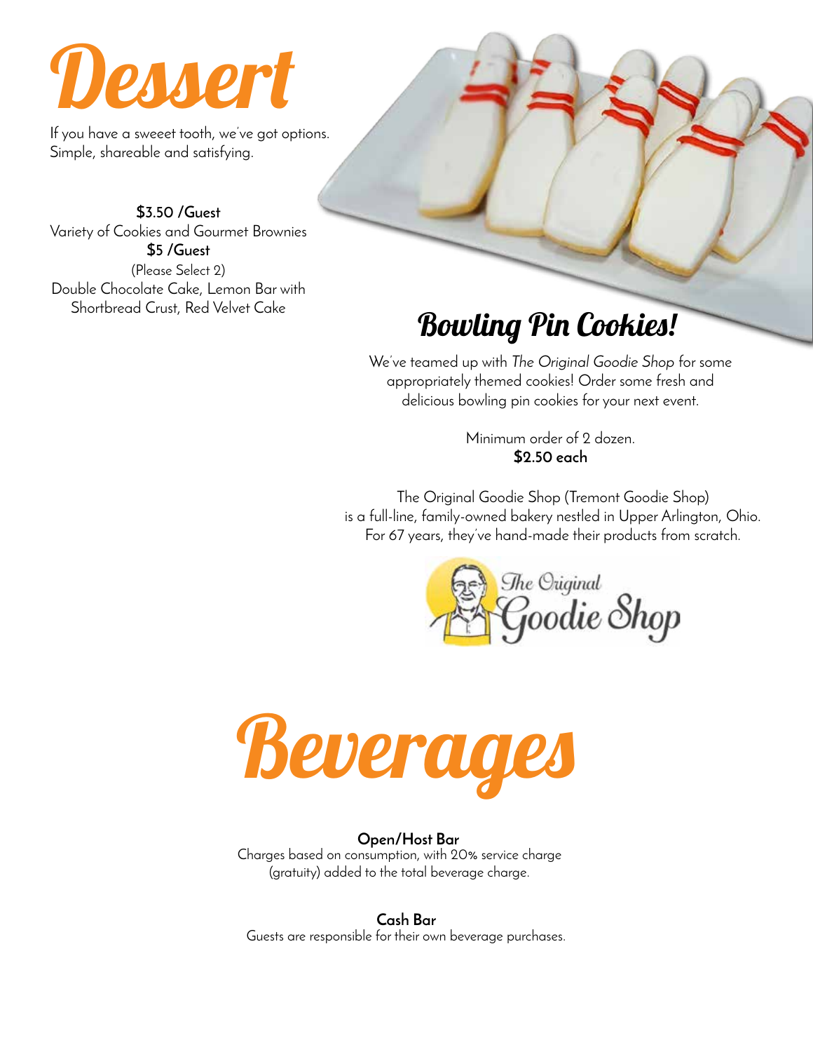# Dessert

If you have a sweeet tooth, we've got options. Simple, shareable and satisfying.

**$3.50 /Guest**
Variety of Cookies and Gourmet Brownies

**$5 /Guest**
(Please Select 2)
Double Chocolate Cake, Lemon Bar with Shortbread Crust, Red Velvet Cake

## Bowling Pin Cookies!

We've teamed up with *The Original Goodie Shop* for some appropriately themed cookies! Order some fresh and delicious bowling pin cookies for your next event.

Minimum order of 2 dozen.
**$2.50 each**

The Original Goodie Shop (Tremont Goodie Shop) is a full-line, family-owned bakery nestled in Upper Arlington, Ohio. For 67 years, they've hand-made their products from scratch.

# Beverages

**Open/Host Bar**
Charges based on consumption, with 20% service charge (gratuity) added to the total beverage charge.

**Cash Bar**
Guests are responsible for their own beverage purchases.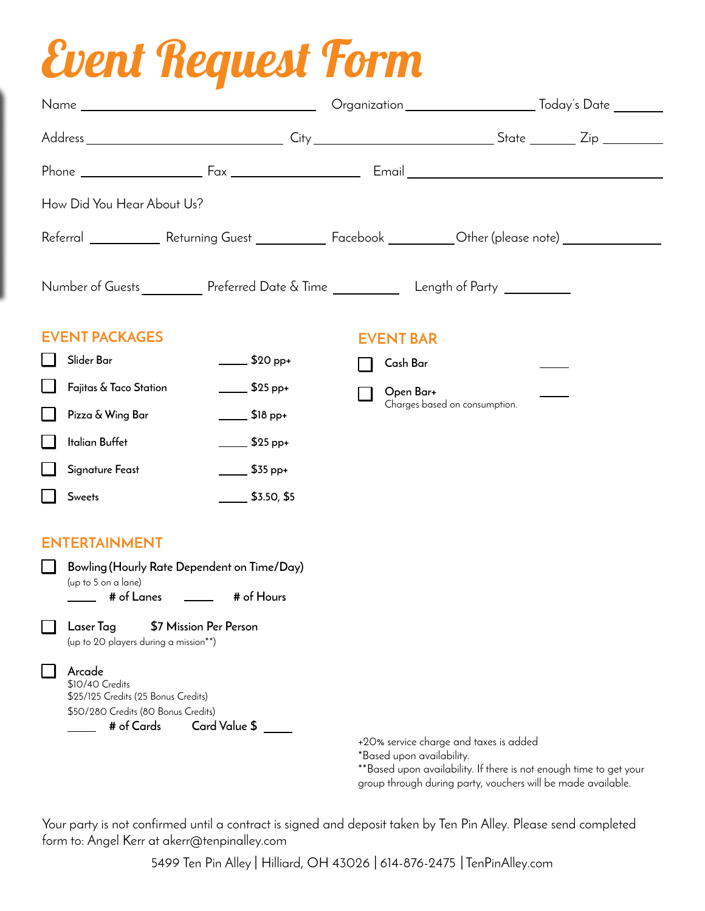# Event Request Form

Name ______________________ Organization ______________ Today's Date ______

Address ______________________ City ______________________ State ______ Zip ________

Phone ______________ Fax ______________ Email ______________________________

How Did You Hear About Us?

Referral __________ Returning Guest __________ Facebook __________ Other (please note) ______________

Number of Guests ________ Preferred Date & Time __________ Length of Party __________

## EVENT PACKAGES

- [ ] Slider Bar ____ $20 pp+
- [ ] Fajitas & Taco Station ____ $25 pp+
- [ ] Pizza & Wing Bar ____ $18 pp+
- [ ] Italian Buffet ____ $25 pp+
- [ ] Signature Feast ____ $35 pp+
- [ ] Sweets ____ $3.50, $5

## EVENT BAR

- [ ] Cash Bar ____
- [ ] Open Bar+ ____
  Charges based on consumption.

## ENTERTAINMENT

- [ ] **Bowling (Hourly Rate Dependent on Time/Day)**
  (up to 5 on a lane)
  ____ # of Lanes ____ # of Hours

- [ ] **Laser Tag** **$7 Mission Per Person**
  (up to 20 players during a mission**)

- [ ] **Arcade**
  $10/40 Credits
  $25/125 Credits (25 Bonus Credits)
  $50/280 Credits (80 Bonus Credits)
  ____ # of Cards Card Value $ ____

+20% service charge and taxes is added
*Based upon availability.
**Based upon availability. If there is not enough time to get your group through during party, vouchers will be made available.

Your party is not confirmed until a contract is signed and deposit taken by Ten Pin Alley. Please send completed form to: Angel Kerr at akerr@tenpinalley.com

5499 Ten Pin Alley | Hilliard, OH 43026 | 614-876-2475 | TenPinAlley.com